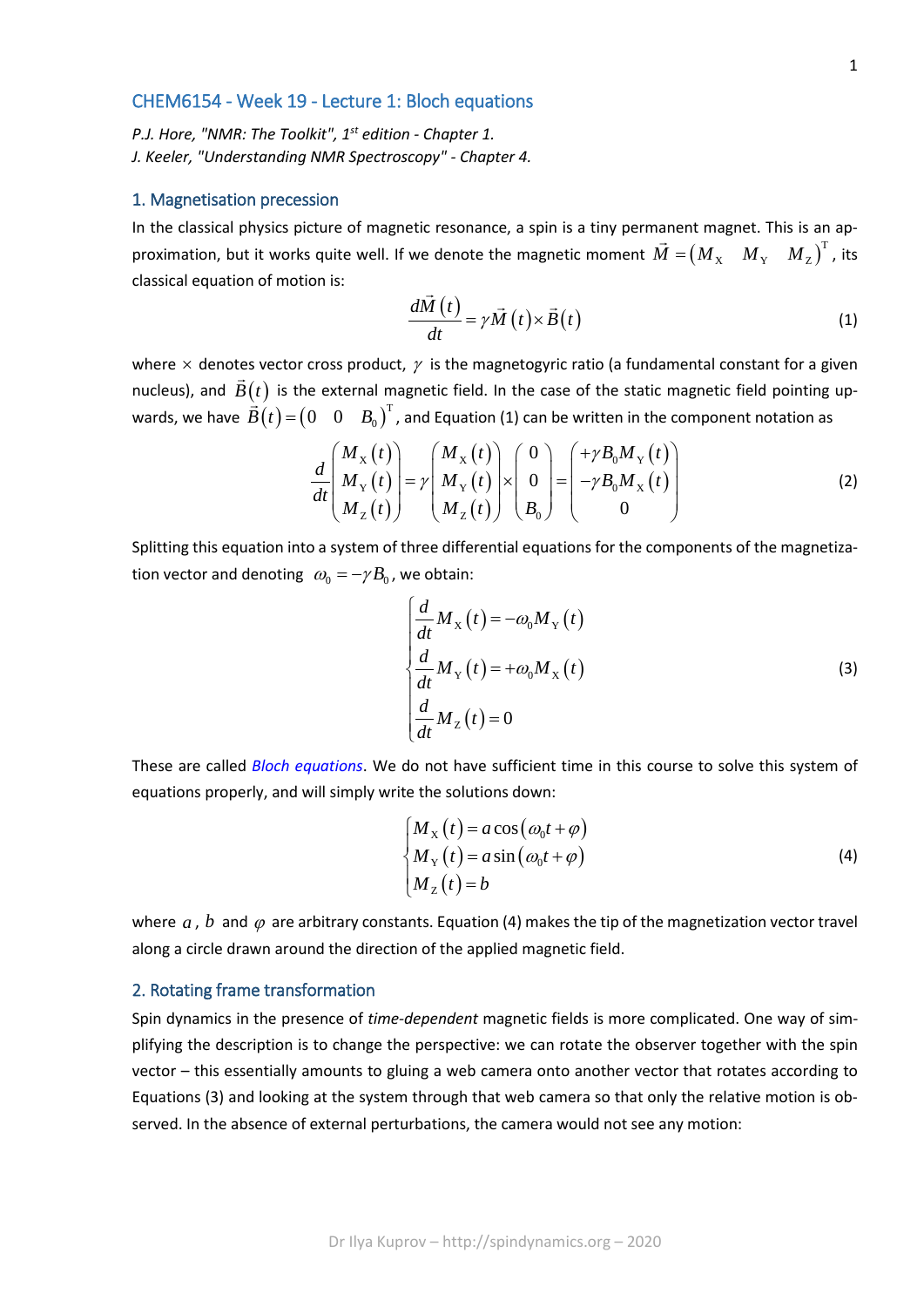## CHEM6154 - Week 19 - Lecture 1: Bloch equations

*P.J. Hore, "NMR: The Toolkit", 1st edition - Chapter 1.*
*J. Keeler, "Understanding NMR Spectroscopy" - Chapter 4.*

### 1. Magnetisation precession

In the classical physics picture of magnetic resonance, a spin is a tiny permanent magnet. This is an approximation, but it works quite well. If we denote the magnetic moment $\vec{M} = \begin{pmatrix} M_X & M_Y & M_Z \end{pmatrix}^T$, its classical equation of motion is:

$$\frac{d\vec{M}(t)}{dt} = \gamma \vec{M}(t) \times \vec{B}(t) \tag{1}$$

where $\times$ denotes vector cross product, $\gamma$ is the magnetogyric ratio (a fundamental constant for a given nucleus), and $\vec{B}(t)$ is the external magnetic field. In the case of the static magnetic field pointing upwards, we have $\vec{B}(t) = \begin{pmatrix} 0 & 0 & B_0 \end{pmatrix}^T$, and Equation (1) can be written in the component notation as

$$\frac{d}{dt}\begin{pmatrix} M_X(t) \\ M_Y(t) \\ M_Z(t) \end{pmatrix} = \gamma \begin{pmatrix} M_X(t) \\ M_Y(t) \\ M_Z(t) \end{pmatrix} \times \begin{pmatrix} 0 \\ 0 \\ B_0 \end{pmatrix} = \begin{pmatrix} +\gamma B_0 M_Y(t) \\ -\gamma B_0 M_X(t) \\ 0 \end{pmatrix} \tag{2}$$

Splitting this equation into a system of three differential equations for the components of the magnetization vector and denoting $\omega_0 = -\gamma B_0$, we obtain:

$$\begin{cases} \dfrac{d}{dt} M_X(t) = -\omega_0 M_Y(t) \\ \dfrac{d}{dt} M_Y(t) = +\omega_0 M_X(t) \\ \dfrac{d}{dt} M_Z(t) = 0 \end{cases} \tag{3}$$

These are called *Bloch equations*. We do not have sufficient time in this course to solve this system of equations properly, and will simply write the solutions down:

$$\begin{cases} M_X(t) = a\cos(\omega_0 t + \varphi) \\ M_Y(t) = a\sin(\omega_0 t + \varphi) \\ M_Z(t) = b \end{cases} \tag{4}$$

where $a$, $b$ and $\varphi$ are arbitrary constants. Equation (4) makes the tip of the magnetization vector travel along a circle drawn around the direction of the applied magnetic field.

### 2. Rotating frame transformation

Spin dynamics in the presence of *time-dependent* magnetic fields is more complicated. One way of simplifying the description is to change the perspective: we can rotate the observer together with the spin vector – this essentially amounts to gluing a web camera onto another vector that rotates according to Equations (3) and looking at the system through that web camera so that only the relative motion is observed. In the absence of external perturbations, the camera would not see any motion: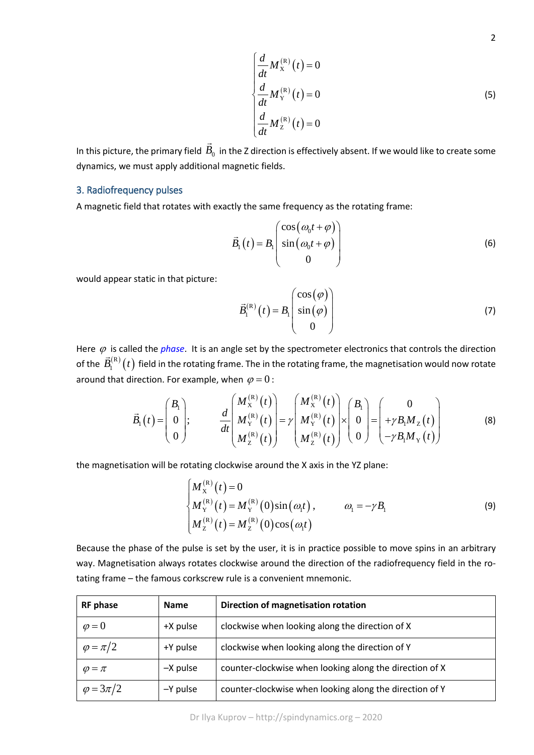$$\begin{cases} \frac{d}{dt} M_{\mathrm{X}}^{(\mathrm{R})}(t) = 0 \\ \frac{d}{dt} M_{\mathrm{Y}}^{(\mathrm{R})}(t) = 0 \\ \frac{d}{dt} M_{\mathrm{Z}}^{(\mathrm{R})}(t) = 0 \end{cases} \tag{5}$$

In this picture, the primary field $\vec{B}_0$ in the Z direction is effectively absent. If we would like to create some dynamics, we must apply additional magnetic fields.

## 3. Radiofrequency pulses

A magnetic field that rotates with exactly the same frequency as the rotating frame:

$$\vec{B}_1(t) = B_1 \begin{pmatrix} \cos(\omega_0 t + \varphi) \\ \sin(\omega_0 t + \varphi) \\ 0 \end{pmatrix} \tag{6}$$

would appear static in that picture:

$$\vec{B}_1^{(\mathrm{R})}(t) = B_1 \begin{pmatrix} \cos(\varphi) \\ \sin(\varphi) \\ 0 \end{pmatrix} \tag{7}$$

Here $\varphi$ is called the ***phase***. It is an angle set by the spectrometer electronics that controls the direction of the $\vec{B}_1^{(\mathrm{R})}(t)$ field in the rotating frame. The in the rotating frame, the magnetisation would now rotate around that direction. For example, when $\varphi = 0$:

$$\vec{B}_1(t) = \begin{pmatrix} B_1 \\ 0 \\ 0 \end{pmatrix}; \qquad \frac{d}{dt} \begin{pmatrix} M_{\mathrm{X}}^{(\mathrm{R})}(t) \\ M_{\mathrm{Y}}^{(\mathrm{R})}(t) \\ M_{\mathrm{Z}}^{(\mathrm{R})}(t) \end{pmatrix} = \gamma \begin{pmatrix} M_{\mathrm{X}}^{(\mathrm{R})}(t) \\ M_{\mathrm{Y}}^{(\mathrm{R})}(t) \\ M_{\mathrm{Z}}^{(\mathrm{R})}(t) \end{pmatrix} \times \begin{pmatrix} B_1 \\ 0 \\ 0 \end{pmatrix} = \begin{pmatrix} 0 \\ +\gamma B_1 M_{\mathrm{Z}}(t) \\ -\gamma B_1 M_{\mathrm{Y}}(t) \end{pmatrix} \tag{8}$$

the magnetisation will be rotating clockwise around the X axis in the YZ plane:

$$\begin{cases} M_{\mathrm{X}}^{(\mathrm{R})}(t) = 0 \\ M_{\mathrm{Y}}^{(\mathrm{R})}(t) = M_{\mathrm{Y}}^{(\mathrm{R})}(0)\sin(\omega_1 t), \\ M_{\mathrm{Z}}^{(\mathrm{R})}(t) = M_{\mathrm{Z}}^{(\mathrm{R})}(0)\cos(\omega_1 t) \end{cases} \qquad \omega_1 = -\gamma B_1 \tag{9}$$

Because the phase of the pulse is set by the user, it is in practice possible to move spins in an arbitrary way. Magnetisation always rotates clockwise around the direction of the radiofrequency field in the rotating frame – the famous corkscrew rule is a convenient mnemonic.

| RF phase | Name | Direction of magnetisation rotation |
|---|---|---|
| $\varphi = 0$ | +X pulse | clockwise when looking along the direction of X |
| $\varphi = \pi/2$ | +Y pulse | clockwise when looking along the direction of Y |
| $\varphi = \pi$ | –X pulse | counter-clockwise when looking along the direction of X |
| $\varphi = 3\pi/2$ | –Y pulse | counter-clockwise when looking along the direction of Y |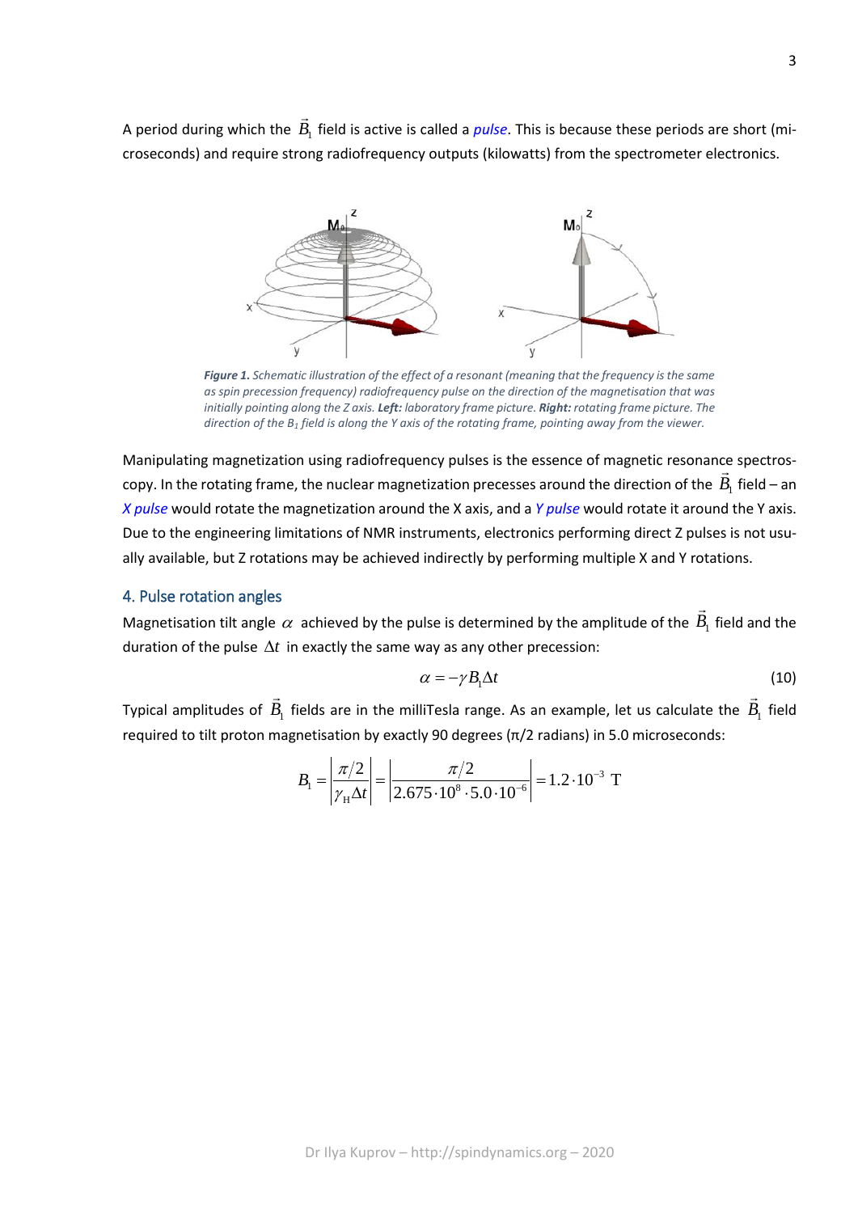A period during which the $\vec{B}_1$ field is active is called a *pulse*. This is because these periods are short (microseconds) and require strong radiofrequency outputs (kilowatts) from the spectrometer electronics.

***Figure 1.*** *Schematic illustration of the effect of a resonant (meaning that the frequency is the same as spin precession frequency) radiofrequency pulse on the direction of the magnetisation that was initially pointing along the Z axis.* ***Left:*** *laboratory frame picture.* ***Right:*** *rotating frame picture. The direction of the $B_1$ field is along the Y axis of the rotating frame, pointing away from the viewer.*

Manipulating magnetization using radiofrequency pulses is the essence of magnetic resonance spectroscopy. In the rotating frame, the nuclear magnetization precesses around the direction of the $\vec{B}_1$ field – an *X pulse* would rotate the magnetization around the X axis, and a *Y pulse* would rotate it around the Y axis. Due to the engineering limitations of NMR instruments, electronics performing direct Z pulses is not usually available, but Z rotations may be achieved indirectly by performing multiple X and Y rotations.

## 4. Pulse rotation angles

Magnetisation tilt angle $\alpha$ achieved by the pulse is determined by the amplitude of the $\vec{B}_1$ field and the duration of the pulse $\Delta t$ in exactly the same way as any other precession:

$$\alpha = -\gamma B_1 \Delta t \tag{10}$$

Typical amplitudes of $\vec{B}_1$ fields are in the milliTesla range. As an example, let us calculate the $\vec{B}_1$ field required to tilt proton magnetisation by exactly 90 degrees (π/2 radians) in 5.0 microseconds:

$$B_1 = \left| \frac{\pi/2}{\gamma_{\mathrm{H}} \Delta t} \right| = \left| \frac{\pi/2}{2.675 \cdot 10^{8} \cdot 5.0 \cdot 10^{-6}} \right| = 1.2 \cdot 10^{-3}\ \mathrm{T}$$